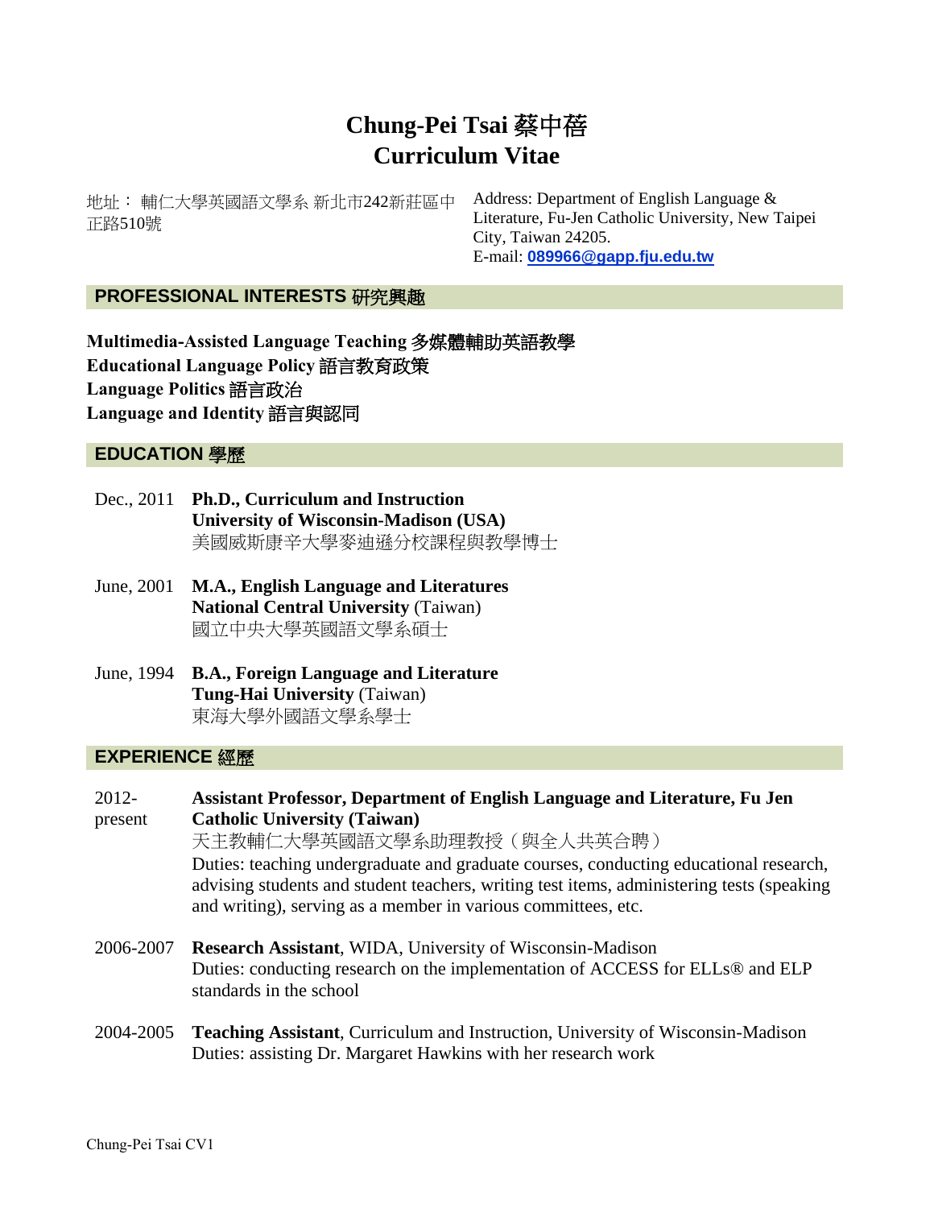# Chung-Pei Tsai 蔡中蓓
# Curriculum Vitae

地址： 輔仁大學英國語文學系 新北市242新莊區中正路510號

Address: Department of English Language & Literature, Fu-Jen Catholic University, New Taipei City, Taiwan 24205.
E-mail: **089966@gapp.fju.edu.tw**

## PROFESSIONAL INTERESTS 研究興趣

**Multimedia-Assisted Language Teaching 多媒體輔助英語教學**
**Educational Language Policy 語言教育政策**
**Language Politics 語言政治**
**Language and Identity 語言與認同**

## EDUCATION 學歷

Dec., 2011 **Ph.D., Curriculum and Instruction**
**University of Wisconsin-Madison (USA)**
美國威斯康辛大學麥迪遜分校課程與教學博士

June, 2001 **M.A., English Language and Literatures**
**National Central University** (Taiwan)
國立中央大學英國語文學系碩士

June, 1994 **B.A., Foreign Language and Literature**
**Tung-Hai University** (Taiwan)
東海大學外國語文學系學士

## EXPERIENCE 經歷

2012-present **Assistant Professor, Department of English Language and Literature, Fu Jen Catholic University (Taiwan)**
天主教輔仁大學英國語文學系助理教授（與全人共英合聘）
Duties: teaching undergraduate and graduate courses, conducting educational research, advising students and student teachers, writing test items, administering tests (speaking and writing), serving as a member in various committees, etc.

2006-2007 **Research Assistant**, WIDA, University of Wisconsin-Madison
Duties: conducting research on the implementation of ACCESS for ELLs® and ELP standards in the school

2004-2005 **Teaching Assistant**, Curriculum and Instruction, University of Wisconsin-Madison
Duties: assisting Dr. Margaret Hawkins with her research work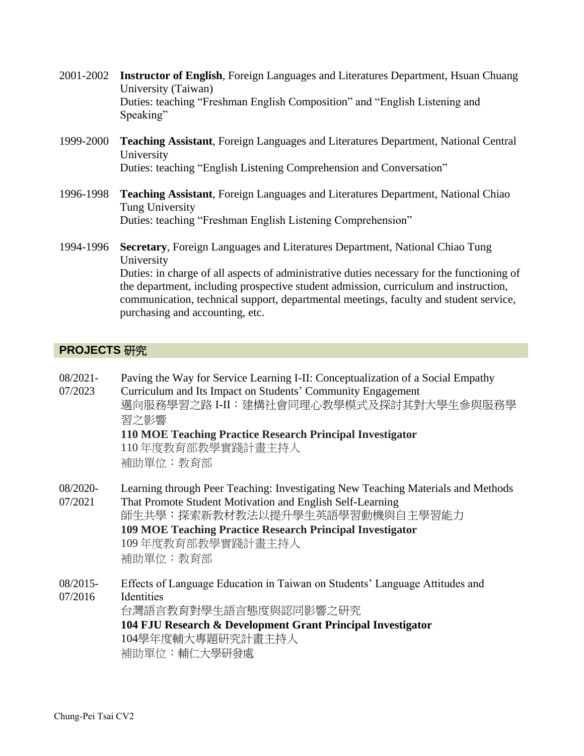2001-2002 **Instructor of English**, Foreign Languages and Literatures Department, Hsuan Chuang University (Taiwan)
Duties: teaching "Freshman English Composition" and "English Listening and Speaking"

1999-2000 **Teaching Assistant**, Foreign Languages and Literatures Department, National Central University
Duties: teaching "English Listening Comprehension and Conversation"

1996-1998 **Teaching Assistant**, Foreign Languages and Literatures Department, National Chiao Tung University
Duties: teaching "Freshman English Listening Comprehension"

1994-1996 **Secretary**, Foreign Languages and Literatures Department, National Chiao Tung University
Duties: in charge of all aspects of administrative duties necessary for the functioning of the department, including prospective student admission, curriculum and instruction, communication, technical support, departmental meetings, faculty and student service, purchasing and accounting, etc.

## PROJECTS 研究

08/2021-07/2023 Paving the Way for Service Learning I-II: Conceptualization of a Social Empathy Curriculum and Its Impact on Students' Community Engagement
邁向服務學習之路 I-II：建構社會同理心教學模式及探討其對大學生參與服務學習之影響
**110 MOE Teaching Practice Research Principal Investigator**
110 年度教育部教學實踐計畫主持人
補助單位：教育部

08/2020-07/2021 Learning through Peer Teaching: Investigating New Teaching Materials and Methods That Promote Student Motivation and English Self-Learning
師生共學：探索新教材教法以提升學生英語學習動機與自主學習能力
**109 MOE Teaching Practice Research Principal Investigator**
109 年度教育部教學實踐計畫主持人
補助單位：教育部

08/2015-07/2016 Effects of Language Education in Taiwan on Students' Language Attitudes and Identities
台灣語言教育對學生語言態度與認同影響之研究
**104 FJU Research & Development Grant Principal Investigator**
104學年度輔大專題研究計畫主持人
補助單位：輔仁大學研發處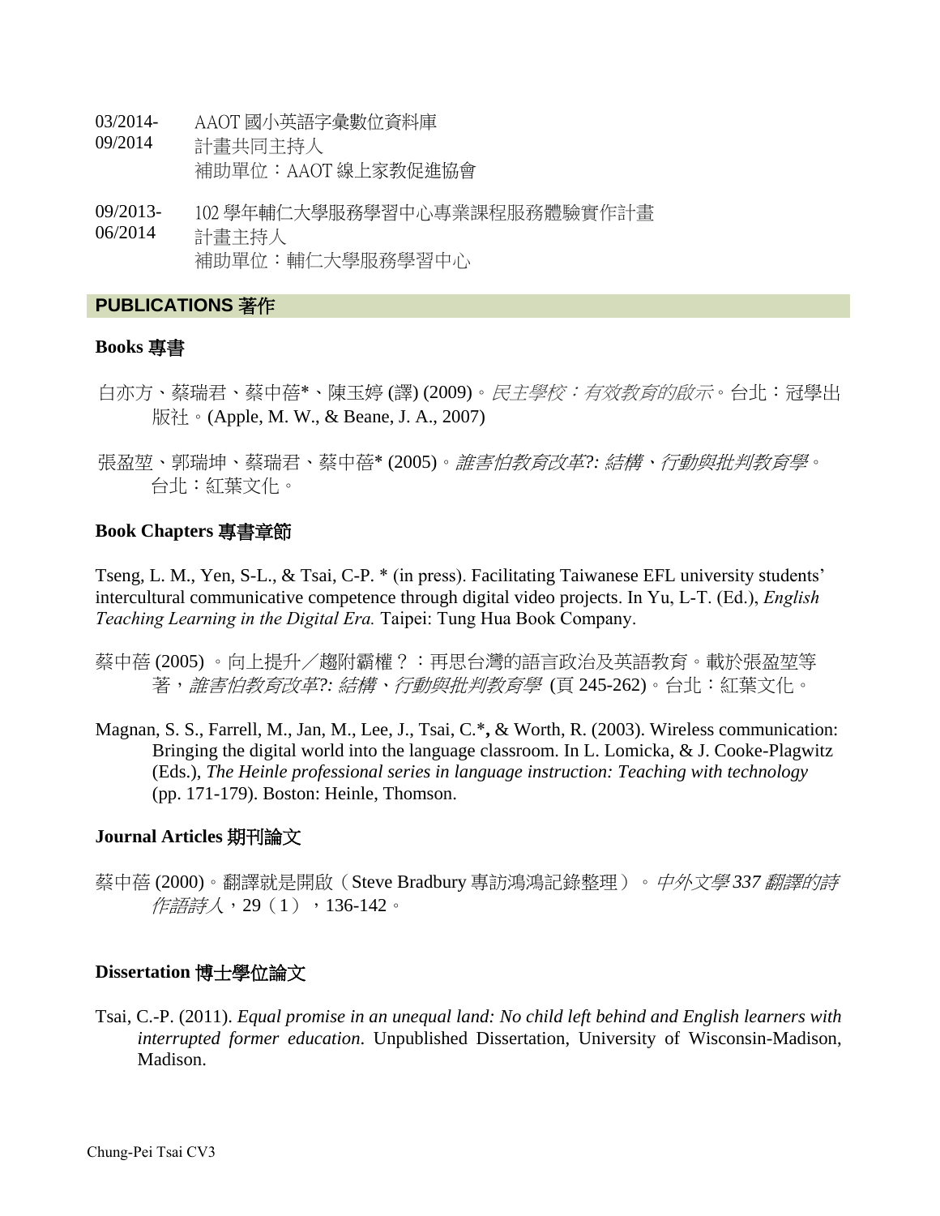03/2014-
09/2014
AAOT 國小英語字彙數位資料庫
計畫共同主持人
補助單位：AAOT 線上家教促進協會

09/2013-
06/2014
102 學年輔仁大學服務學習中心專業課程服務體驗實作計畫
計畫主持人
補助單位：輔仁大學服務學習中心

## PUBLICATIONS 著作

### Books 專書

白亦方、蔡瑞君、蔡中蓓*、陳玉婷 (譯) (2009)。*民主學校：有效教育的啟示*。台北：冠學出版社。(Apple, M. W., & Beane, J. A., 2007)

張盈堃、郭瑞坤、蔡瑞君、蔡中蓓* (2005)。*誰害怕教育改革?: 結構、行動與批判教育學*。台北：紅葉文化。

### Book Chapters 專書章節

Tseng, L. M., Yen, S-L., & Tsai, C-P. * (in press). Facilitating Taiwanese EFL university students' intercultural communicative competence through digital video projects. In Yu, L-T. (Ed.), *English Teaching Learning in the Digital Era.* Taipei: Tung Hua Book Company.

蔡中蓓 (2005) 。向上提升／趨附霸權？：再思台灣的語言政治及英語教育。載於張盈堃等著，*誰害怕教育改革?: 結構、行動與批判教育學* (頁 245-262)。台北：紅葉文化。

Magnan, S. S., Farrell, M., Jan, M., Lee, J., Tsai, C.*, & Worth, R. (2003). Wireless communication: Bringing the digital world into the language classroom. In L. Lomicka, & J. Cooke-Plagwitz (Eds.), *The Heinle professional series in language instruction: Teaching with technology* (pp. 171-179). Boston: Heinle, Thomson.

### Journal Articles 期刊論文

蔡中蓓 (2000)。翻譯就是開啟（Steve Bradbury 專訪鴻鴻記錄整理）。*中外文學 337 翻譯的詩作語詩人*，29（1），136-142。

### Dissertation 博士學位論文

Tsai, C.-P. (2011). *Equal promise in an unequal land: No child left behind and English learners with interrupted former education.* Unpublished Dissertation, University of Wisconsin-Madison, Madison.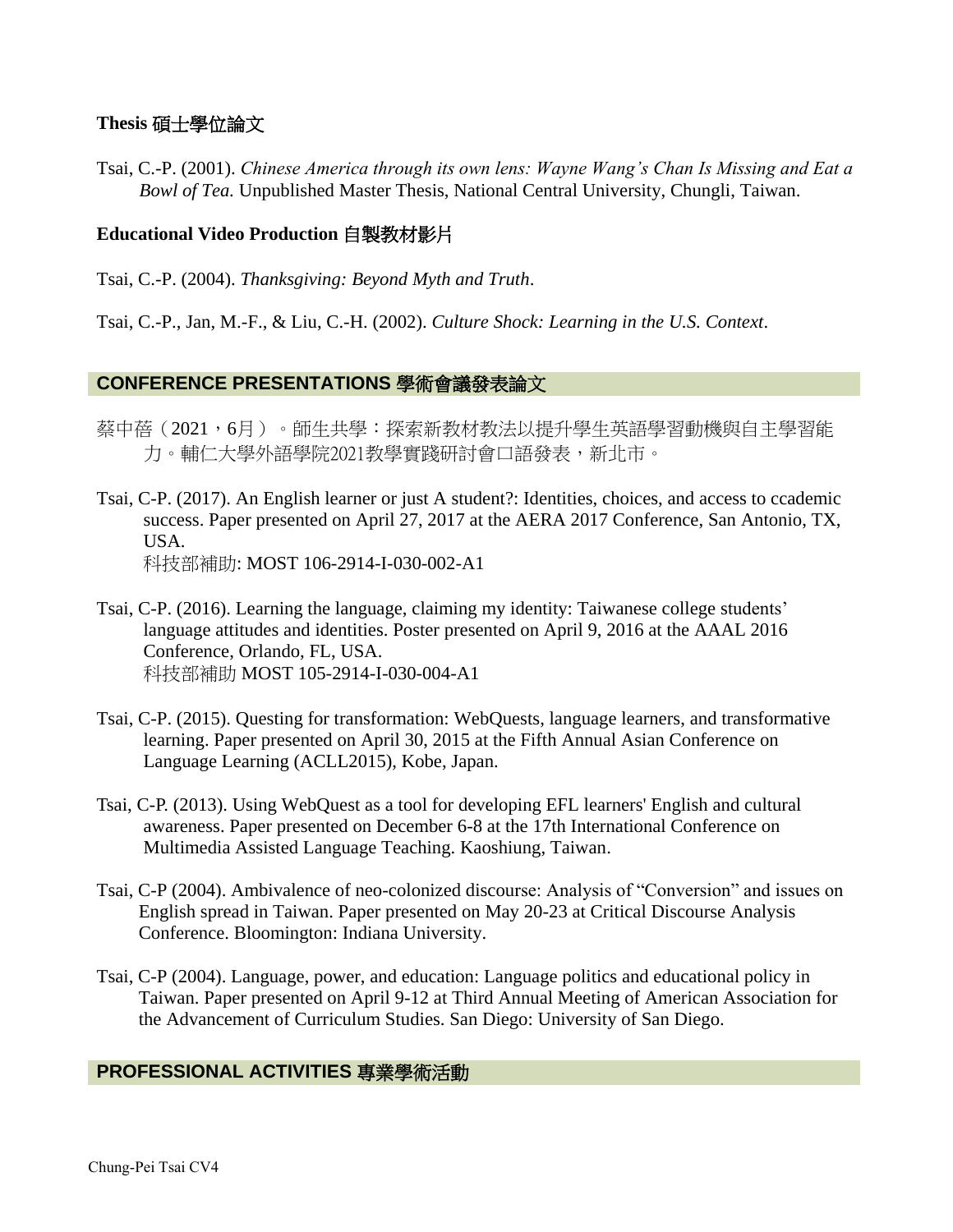### Thesis 碩士學位論文

Tsai, C.-P. (2001). *Chinese America through its own lens: Wayne Wang's Chan Is Missing and Eat a Bowl of Tea.* Unpublished Master Thesis, National Central University, Chungli, Taiwan.

### Educational Video Production 自製教材影片

Tsai, C.-P. (2004). *Thanksgiving: Beyond Myth and Truth*.

Tsai, C.-P., Jan, M.-F., & Liu, C.-H. (2002). *Culture Shock: Learning in the U.S. Context*.

## CONFERENCE PRESENTATIONS 學術會議發表論文

蔡中蓓（2021，6月）。師生共學：探索新教材教法以提升學生英語學習動機與自主學習能力。輔仁大學外語學院2021教學實踐研討會口語發表，新北市。

Tsai, C-P. (2017). An English learner or just A student?: Identities, choices, and access to ccademic success. Paper presented on April 27, 2017 at the AERA 2017 Conference, San Antonio, TX, USA.
科技部補助: MOST 106-2914-I-030-002-A1

Tsai, C-P. (2016). Learning the language, claiming my identity: Taiwanese college students' language attitudes and identities. Poster presented on April 9, 2016 at the AAAL 2016 Conference, Orlando, FL, USA.
科技部補助 MOST 105-2914-I-030-004-A1

Tsai, C-P. (2015). Questing for transformation: WebQuests, language learners, and transformative learning. Paper presented on April 30, 2015 at the Fifth Annual Asian Conference on Language Learning (ACLL2015), Kobe, Japan.

Tsai, C-P. (2013). Using WebQuest as a tool for developing EFL learners' English and cultural awareness. Paper presented on December 6-8 at the 17th International Conference on Multimedia Assisted Language Teaching. Kaoshiung, Taiwan.

Tsai, C-P (2004). Ambivalence of neo-colonized discourse: Analysis of "Conversion" and issues on English spread in Taiwan. Paper presented on May 20-23 at Critical Discourse Analysis Conference. Bloomington: Indiana University.

Tsai, C-P (2004). Language, power, and education: Language politics and educational policy in Taiwan. Paper presented on April 9-12 at Third Annual Meeting of American Association for the Advancement of Curriculum Studies. San Diego: University of San Diego.

## PROFESSIONAL ACTIVITIES 專業學術活動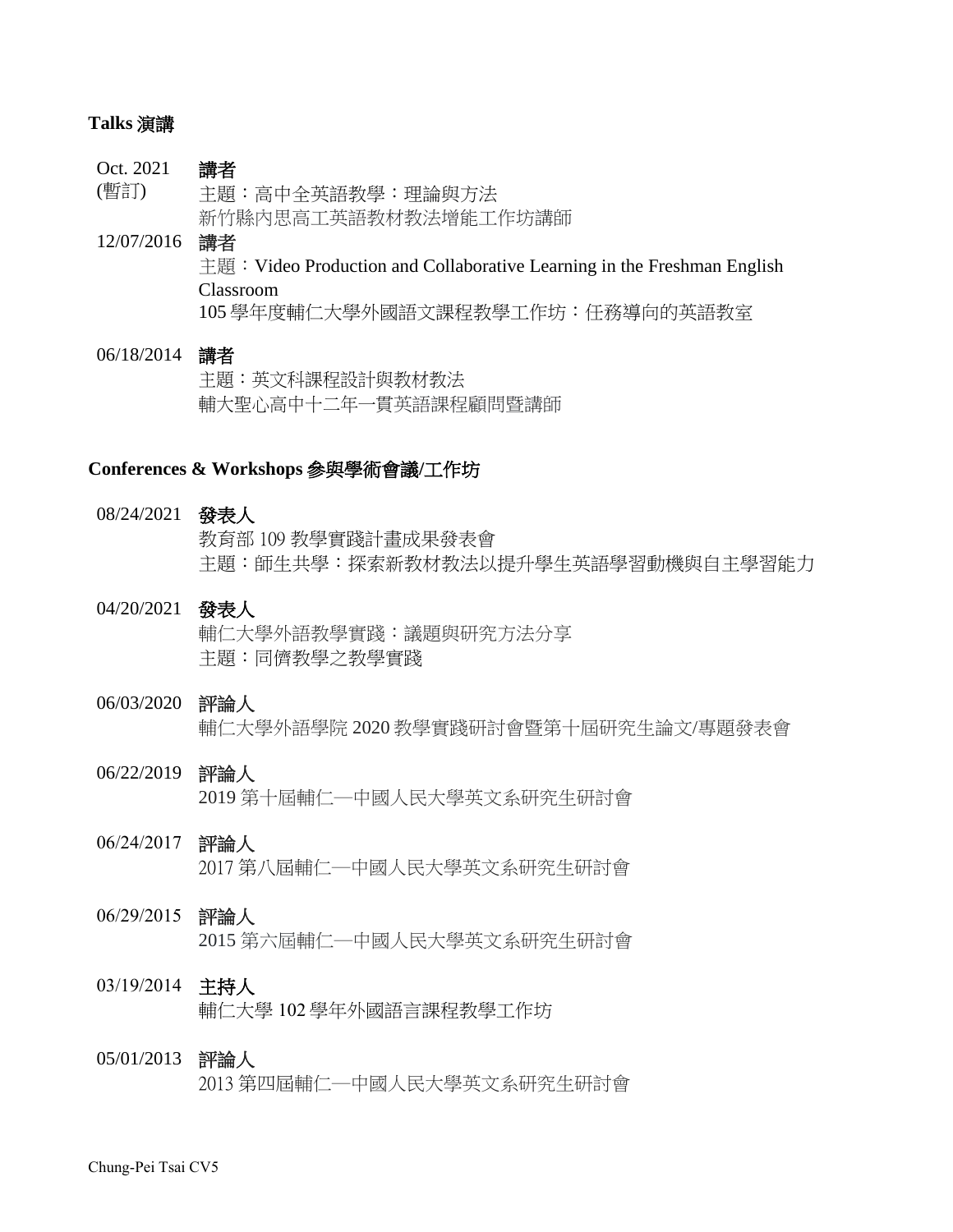## Talks 演講

Oct. 2021 (暫訂)
**講者**
主題：高中全英語教學：理論與方法
新竹縣內思高工英語教材教法增能工作坊講師

12/07/2016
**講者**
主題：Video Production and Collaborative Learning in the Freshman English Classroom
105 學年度輔仁大學外國語文課程教學工作坊：任務導向的英語教室

06/18/2014
**講者**
主題：英文科課程設計與教材教法
輔大聖心高中十二年一貫英語課程顧問暨講師

## Conferences & Workshops 參與學術會議/工作坊

08/24/2021
**發表人**
教育部 109 教學實踐計畫成果發表會
主題：師生共學：探索新教材教法以提升學生英語學習動機與自主學習能力

04/20/2021
**發表人**
輔仁大學外語教學實踐：議題與研究方法分享
主題：同儕教學之教學實踐

06/03/2020
**評論人**
輔仁大學外語學院 2020 教學實踐研討會暨第十屆研究生論文/專題發表會

06/22/2019
**評論人**
2019 第十屆輔仁—中國人民大學英文系研究生研討會

06/24/2017
**評論人**
2017 第八屆輔仁—中國人民大學英文系研究生研討會

06/29/2015
**評論人**
2015 第六屆輔仁—中國人民大學英文系研究生研討會

03/19/2014
**主持人**
輔仁大學 102 學年外國語言課程教學工作坊

05/01/2013
**評論人**
2013 第四屆輔仁—中國人民大學英文系研究生研討會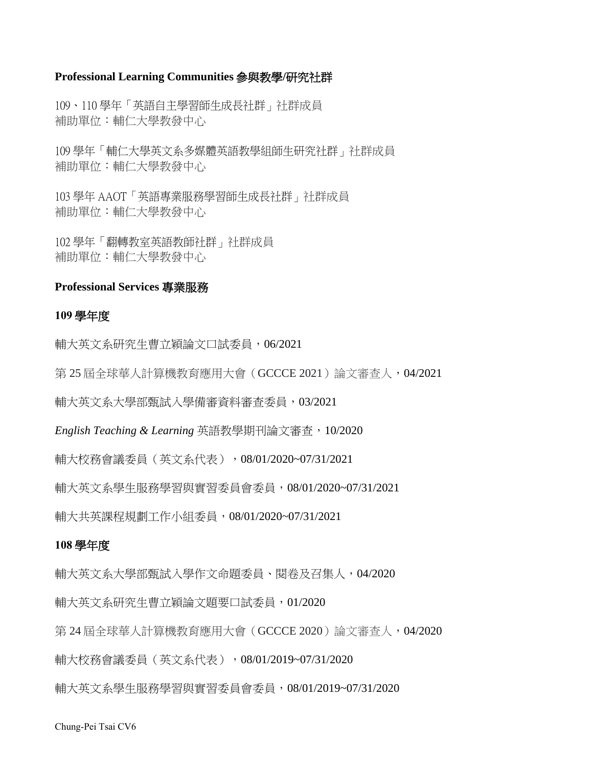**Professional Learning Communities 參與教學/研究社群**

109、110 學年「英語自主學習師生成長社群」社群成員
補助單位：輔仁大學教發中心

109 學年「輔仁大學英文系多媒體英語教學組師生研究社群」社群成員
補助單位：輔仁大學教發中心

103 學年 AAOT「英語專業服務學習師生成長社群」社群成員
補助單位：輔仁大學教發中心

102 學年「翻轉教室英語教師社群」社群成員
補助單位：輔仁大學教發中心

**Professional Services 專業服務**

**109 學年度**

輔大英文系研究生曹立穎論文口試委員，06/2021

第 25 屆全球華人計算機教育應用大會（GCCCE 2021）論文審查人，04/2021

輔大英文系大學部甄試入學備審資料審查委員，03/2021

*English Teaching & Learning* 英語教學期刊論文審查，10/2020

輔大校務會議委員（英文系代表），08/01/2020~07/31/2021

輔大英文系學生服務學習與實習委員會委員，08/01/2020~07/31/2021

輔大共英課程規劃工作小組委員，08/01/2020~07/31/2021

**108 學年度**

輔大英文系大學部甄試入學作文命題委員、閱卷及召集人，04/2020

輔大英文系研究生曹立穎論文題要口試委員，01/2020

第 24 屆全球華人計算機教育應用大會（GCCCE 2020）論文審查人，04/2020

輔大校務會議委員（英文系代表），08/01/2019~07/31/2020

輔大英文系學生服務學習與實習委員會委員，08/01/2019~07/31/2020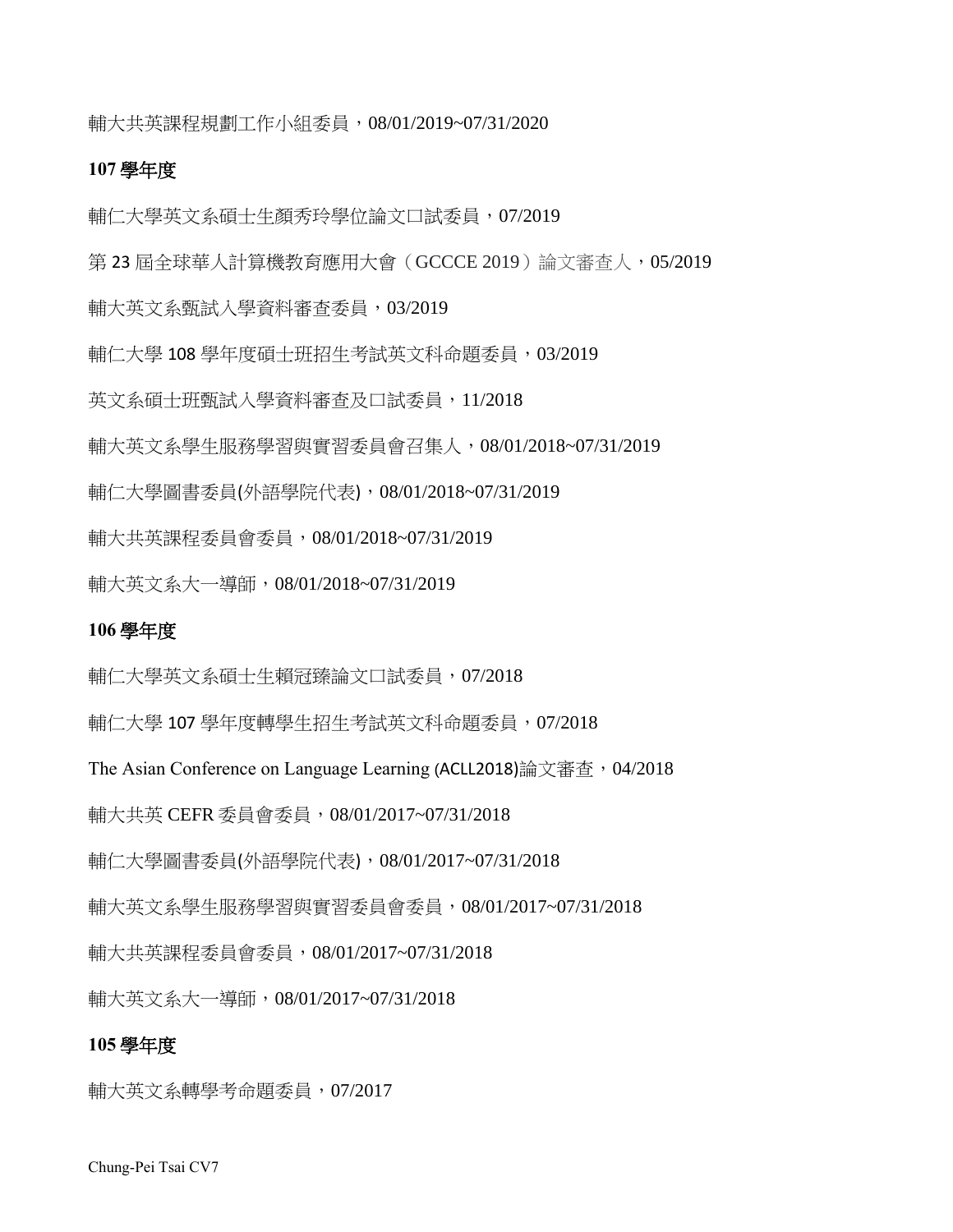輔大共英課程規劃工作小組委員，08/01/2019~07/31/2020

**107 學年度**

輔仁大學英文系碩士生顏秀玲學位論文口試委員，07/2019

第 23 屆全球華人計算機教育應用大會（GCCCE 2019）論文審查人，05/2019

輔大英文系甄試入學資料審查委員，03/2019

輔仁大學 108 學年度碩士班招生考試英文科命題委員，03/2019

英文系碩士班甄試入學資料審查及口試委員，11/2018

輔大英文系學生服務學習與實習委員會召集人，08/01/2018~07/31/2019

輔仁大學圖書委員(外語學院代表)，08/01/2018~07/31/2019

輔大共英課程委員會委員，08/01/2018~07/31/2019

輔大英文系大一導師，08/01/2018~07/31/2019

**106 學年度**

輔仁大學英文系碩士生賴冠臻論文口試委員，07/2018

輔仁大學 107 學年度轉學生招生考試英文科命題委員，07/2018

The Asian Conference on Language Learning (ACLL2018)論文審查，04/2018

輔大共英 CEFR 委員會委員，08/01/2017~07/31/2018

輔仁大學圖書委員(外語學院代表)，08/01/2017~07/31/2018

輔大英文系學生服務學習與實習委員會委員，08/01/2017~07/31/2018

輔大共英課程委員會委員，08/01/2017~07/31/2018

輔大英文系大一導師，08/01/2017~07/31/2018

**105 學年度**

輔大英文系轉學考命題委員，07/2017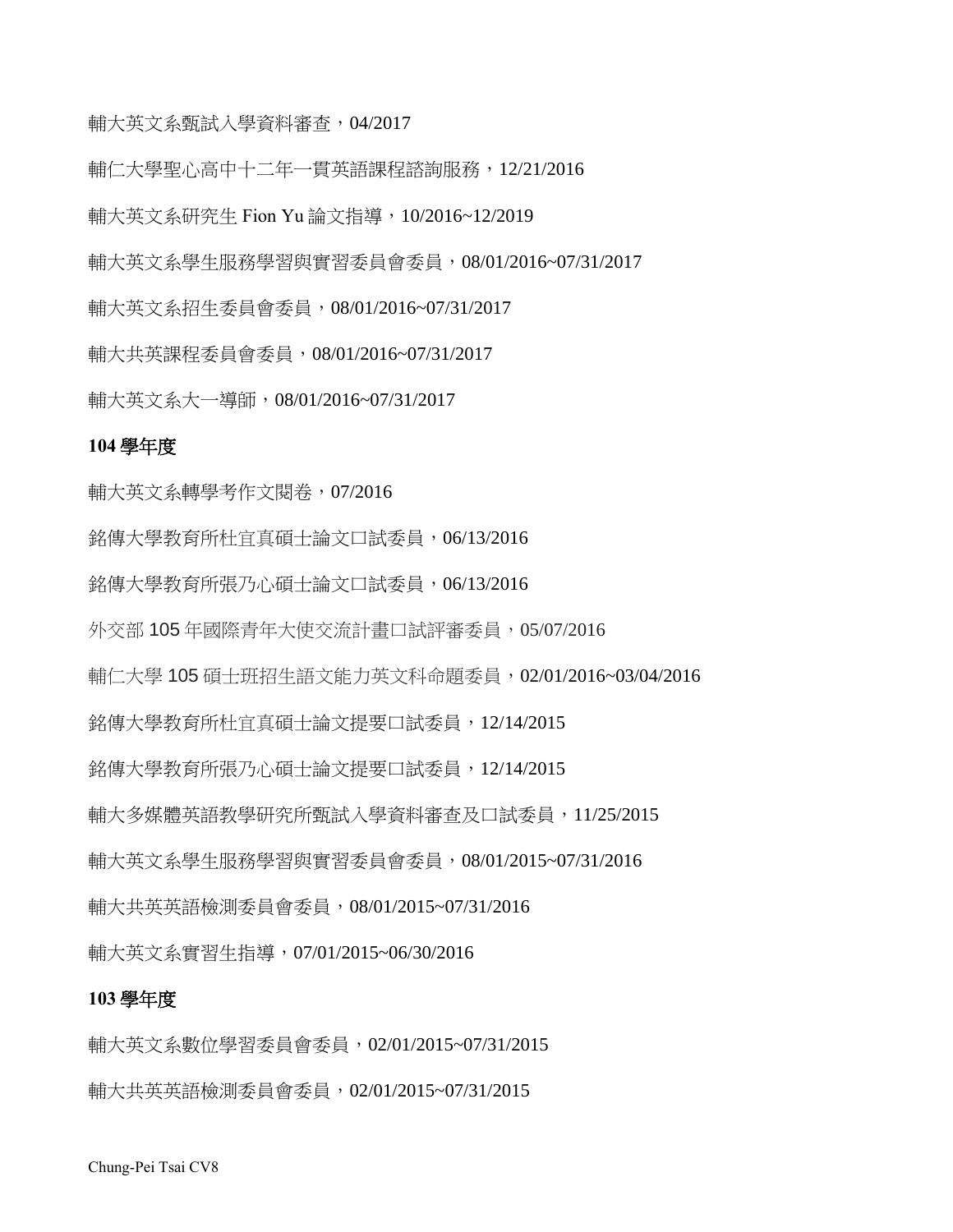輔大英文系甄試入學資料審查，04/2017

輔仁大學聖心高中十二年一貫英語課程諮詢服務，12/21/2016

輔大英文系研究生 Fion Yu 論文指導，10/2016~12/2019

輔大英文系學生服務學習與實習委員會委員，08/01/2016~07/31/2017

輔大英文系招生委員會委員，08/01/2016~07/31/2017

輔大共英課程委員會委員，08/01/2016~07/31/2017

輔大英文系大一導師，08/01/2016~07/31/2017

**104 學年度**

輔大英文系轉學考作文閱卷，07/2016

銘傳大學教育所杜宜真碩士論文口試委員，06/13/2016

銘傳大學教育所張乃心碩士論文口試委員，06/13/2016

外交部 105 年國際青年大使交流計畫口試評審委員，05/07/2016

輔仁大學 105 碩士班招生語文能力英文科命題委員，02/01/2016~03/04/2016

銘傳大學教育所杜宜真碩士論文提要口試委員，12/14/2015

銘傳大學教育所張乃心碩士論文提要口試委員，12/14/2015

輔大多媒體英語教學研究所甄試入學資料審查及口試委員，11/25/2015

輔大英文系學生服務學習與實習委員會委員，08/01/2015~07/31/2016

輔大共英英語檢測委員會委員，08/01/2015~07/31/2016

輔大英文系實習生指導，07/01/2015~06/30/2016

**103 學年度**

輔大英文系數位學習委員會委員，02/01/2015~07/31/2015

輔大共英英語檢測委員會委員，02/01/2015~07/31/2015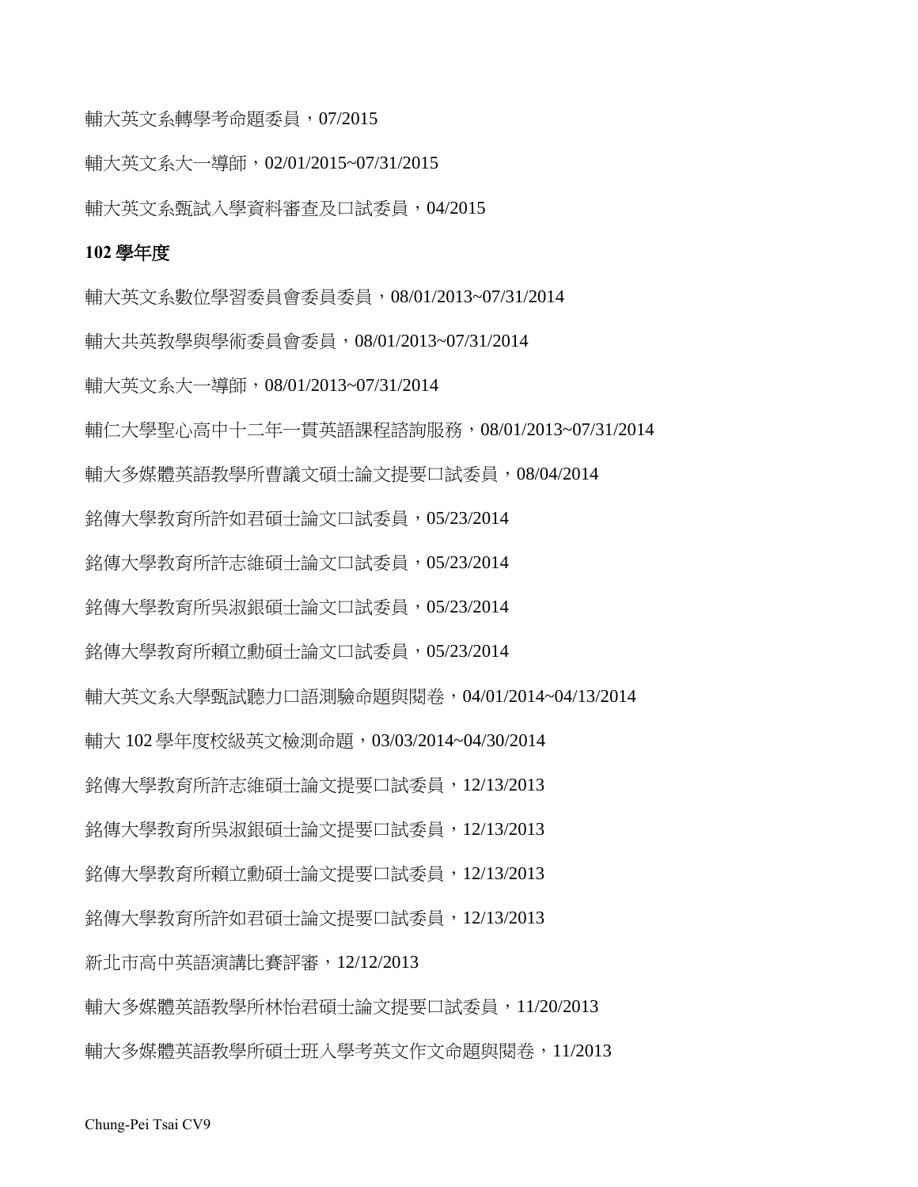輔大英文系轉學考命題委員，07/2015

輔大英文系大一導師，02/01/2015~07/31/2015

輔大英文系甄試入學資料審查及口試委員，04/2015

**102 學年度**

輔大英文系數位學習委員會委員委員，08/01/2013~07/31/2014

輔大共英教學與學術委員會委員，08/01/2013~07/31/2014

輔大英文系大一導師，08/01/2013~07/31/2014

輔仁大學聖心高中十二年一貫英語課程諮詢服務，08/01/2013~07/31/2014

輔大多媒體英語教學所曹議文碩士論文提要口試委員，08/04/2014

銘傳大學教育所許如君碩士論文口試委員，05/23/2014

銘傳大學教育所許志維碩士論文口試委員，05/23/2014

銘傳大學教育所吳淑銀碩士論文口試委員，05/23/2014

銘傳大學教育所賴立勳碩士論文口試委員，05/23/2014

輔大英文系大學甄試聽力口語測驗命題與閱卷，04/01/2014~04/13/2014

輔大 102 學年度校級英文檢測命題，03/03/2014~04/30/2014

銘傳大學教育所許志維碩士論文提要口試委員，12/13/2013

銘傳大學教育所吳淑銀碩士論文提要口試委員，12/13/2013

銘傳大學教育所賴立勳碩士論文提要口試委員，12/13/2013

銘傳大學教育所許如君碩士論文提要口試委員，12/13/2013

新北市高中英語演講比賽評審，12/12/2013

輔大多媒體英語教學所林怡君碩士論文提要口試委員，11/20/2013

輔大多媒體英語教學所碩士班入學考英文作文命題與閱卷，11/2013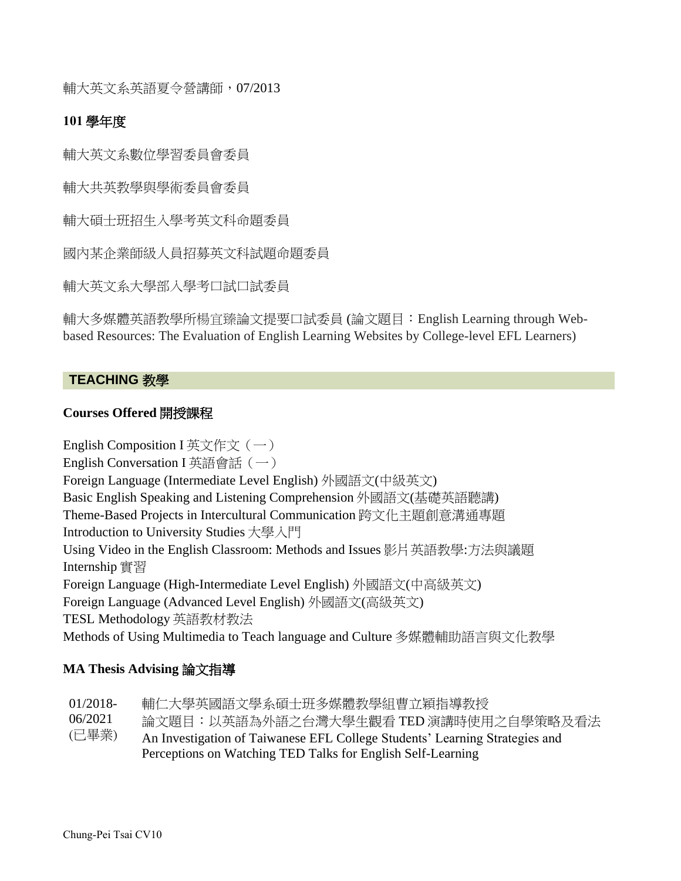輔大英文系英語夏令營講師，07/2013

### 101 學年度

輔大英文系數位學習委員會委員

輔大共英教學與學術委員會委員

輔大碩士班招生入學考英文科命題委員

國內某企業師級人員招募英文科試題命題委員

輔大英文系大學部入學考口試口試委員

輔大多媒體英語教學所楊宜臻論文提要口試委員 (論文題目：English Learning through Web-based Resources: The Evaluation of English Learning Websites by College-level EFL Learners)

## TEACHING 教學

### Courses Offered 開授課程

English Composition I 英文作文（一）
English Conversation I 英語會話（一）
Foreign Language (Intermediate Level English) 外國語文(中級英文)
Basic English Speaking and Listening Comprehension 外國語文(基礎英語聽講)
Theme-Based Projects in Intercultural Communication 跨文化主題創意溝通專題
Introduction to University Studies 大學入門
Using Video in the English Classroom: Methods and Issues 影片英語教學:方法與議題
Internship 實習
Foreign Language (High-Intermediate Level English) 外國語文(中高級英文)
Foreign Language (Advanced Level English) 外國語文(高級英文)
TESL Methodology 英語教材教法
Methods of Using Multimedia to Teach language and Culture 多媒體輔助語言與文化教學

### MA Thesis Advising 論文指導

| | |
|---|---|
| 01/2018-06/2021 (已畢業) | 輔仁大學英國語文學系碩士班多媒體教學組曹立穎指導教授<br>論文題目：以英語為外語之台灣大學生觀看 TED 演講時使用之自學策略及看法<br>An Investigation of Taiwanese EFL College Students' Learning Strategies and Perceptions on Watching TED Talks for English Self-Learning |